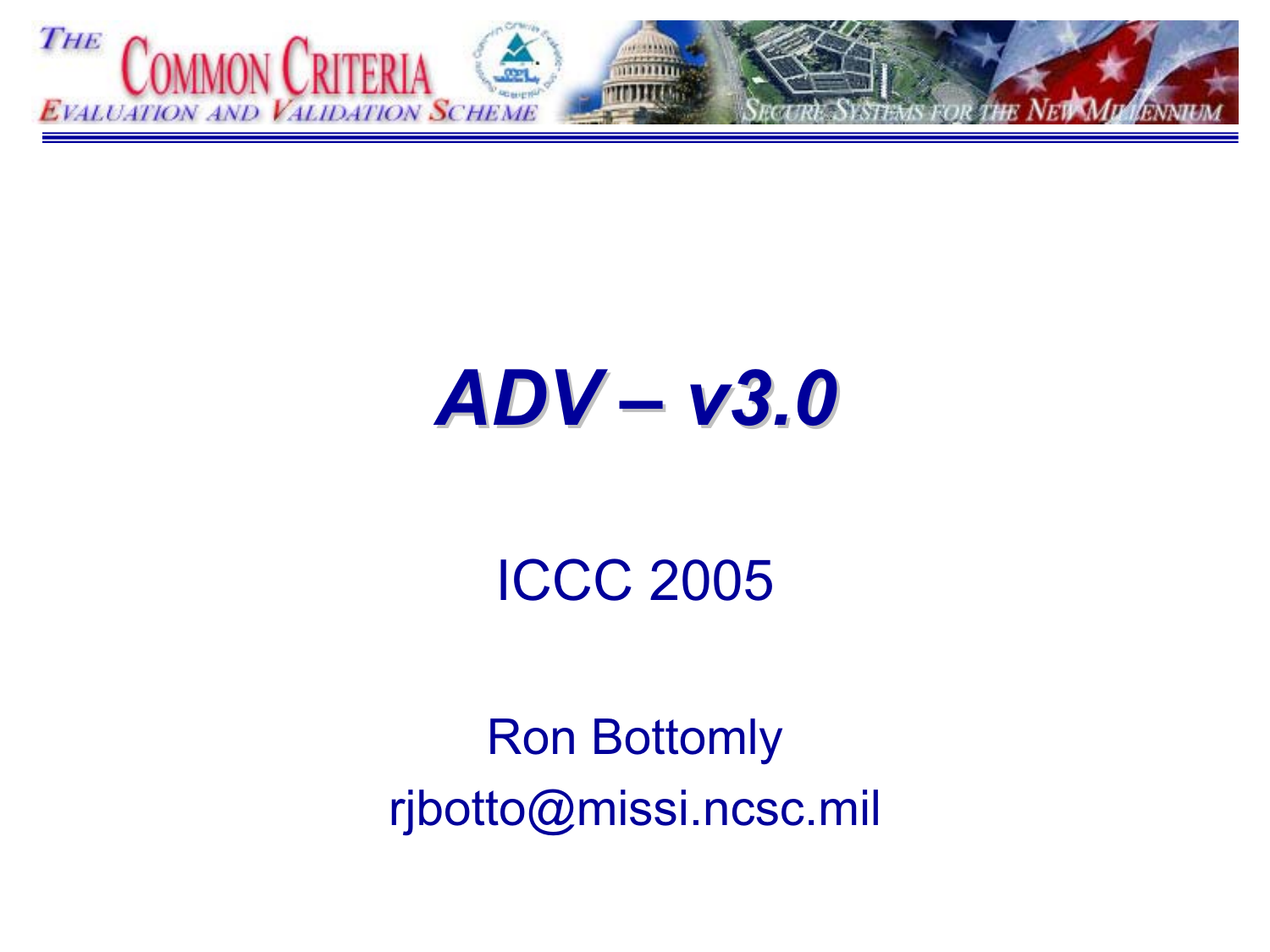# *ADV – v3.0*

ICCC 2005

Ron Bottomly
rjbotto@missi.ncsc.mil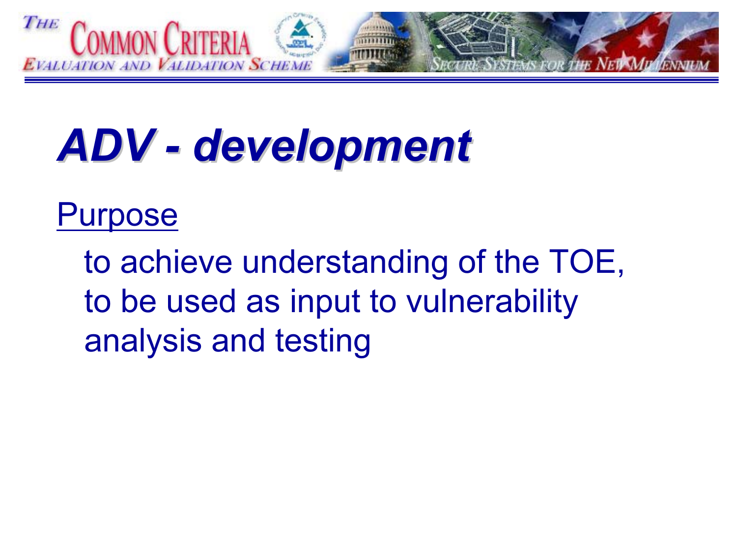# *ADV - development*

Purpose

to achieve understanding of the TOE, to be used as input to vulnerability analysis and testing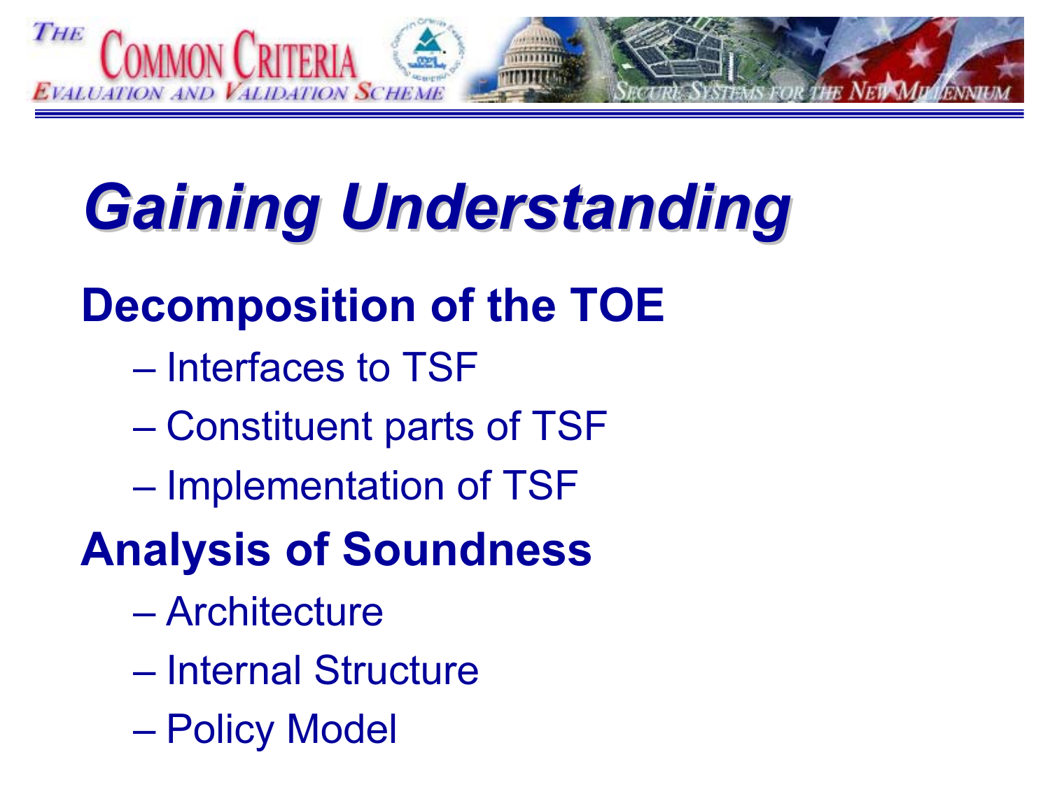# *Gaining Understanding*

## Decomposition of the TOE

- Interfaces to TSF
- Constituent parts of TSF
- Implementation of TSF

## Analysis of Soundness

- Architecture
- Internal Structure
- Policy Model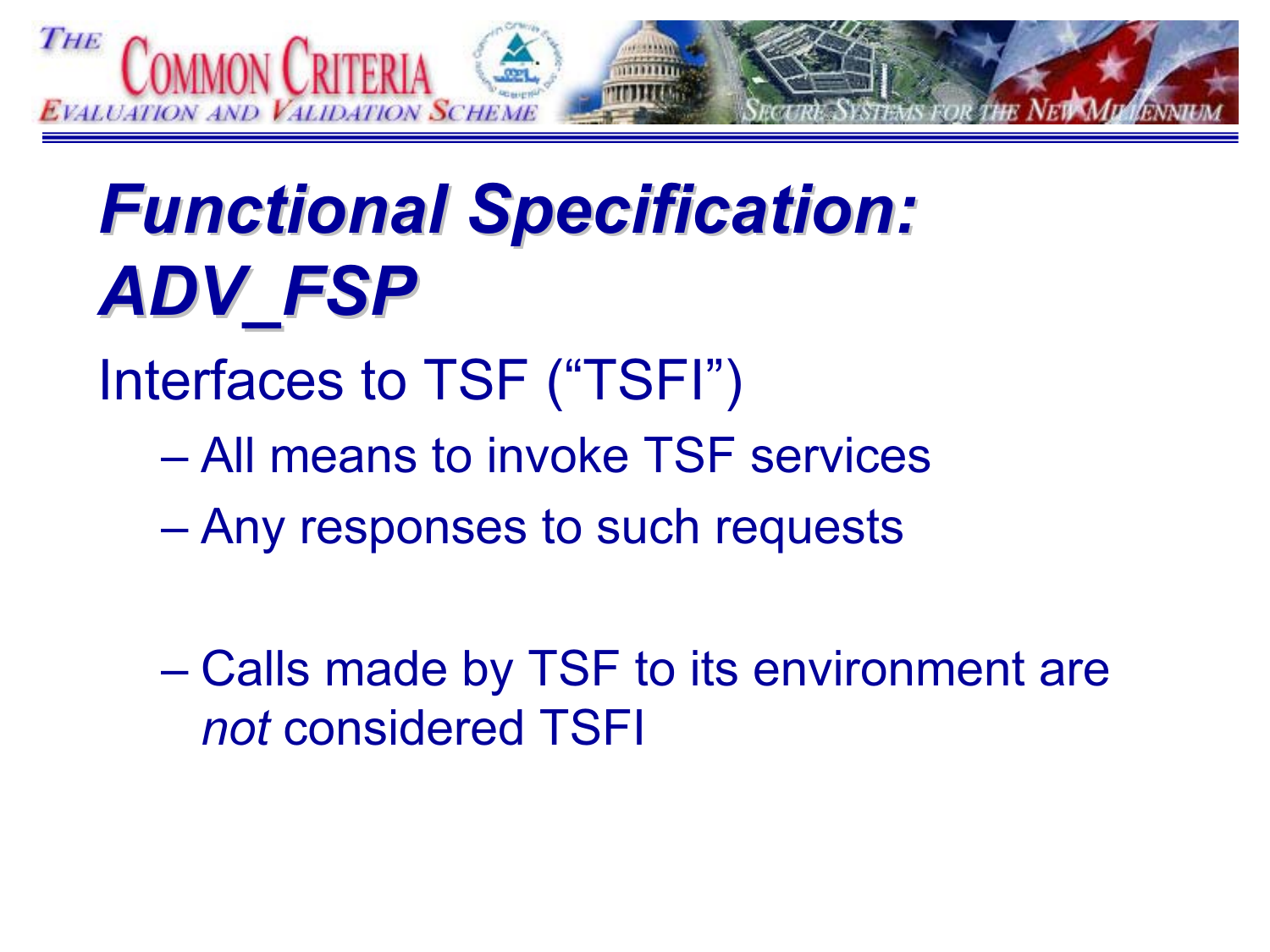# Functional Specification: ADV_FSP

Interfaces to TSF ("TSFI")

- All means to invoke TSF services
- Any responses to such requests

- Calls made by TSF to its environment are *not* considered TSFI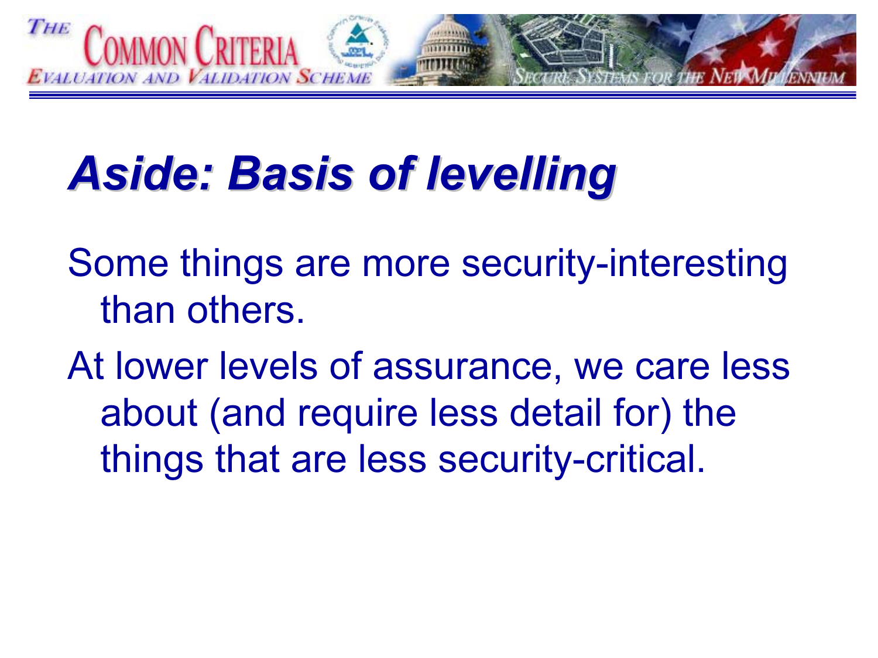# *Aside: Basis of levelling*

Some things are more security-interesting than others.

At lower levels of assurance, we care less about (and require less detail for) the things that are less security-critical.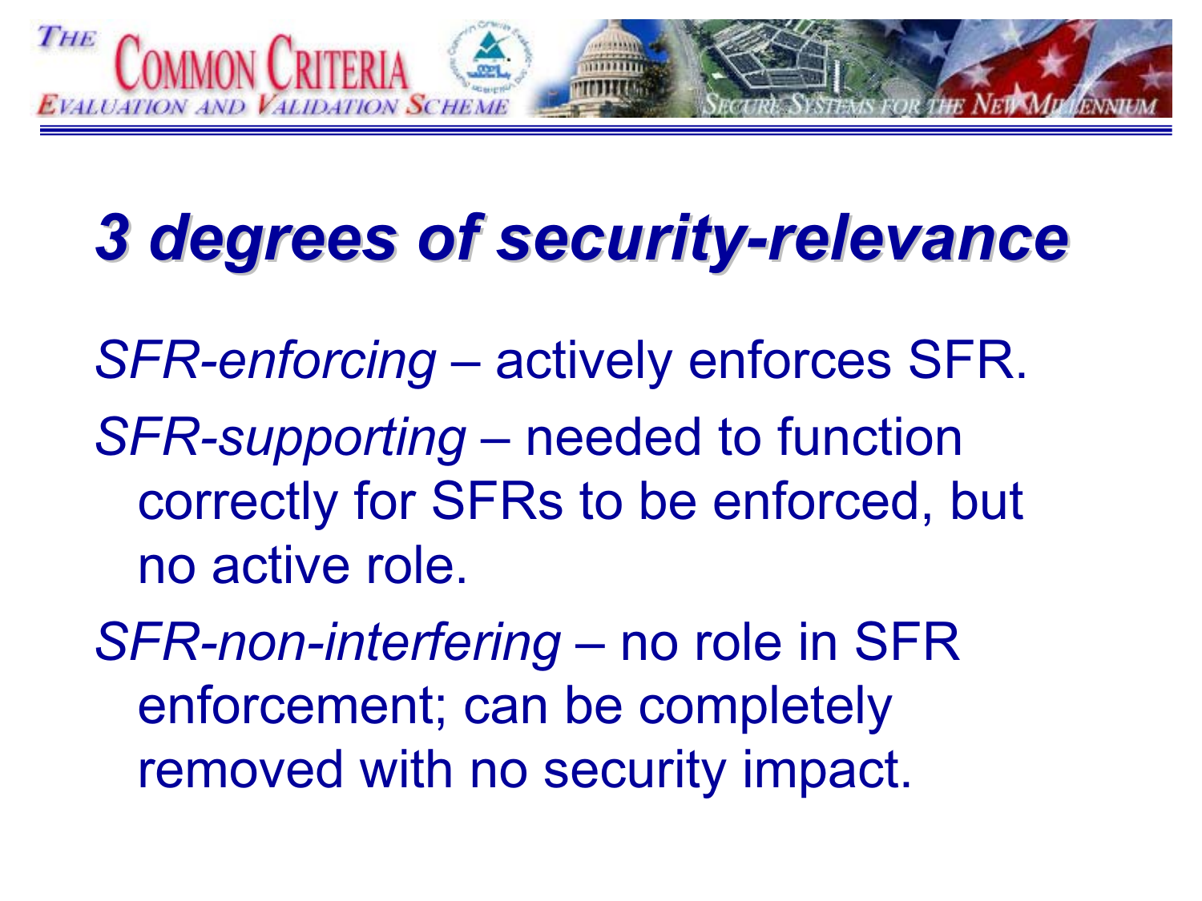# *3 degrees of security-relevance*

*SFR-enforcing* – actively enforces SFR.

*SFR-supporting* – needed to function correctly for SFRs to be enforced, but no active role.

*SFR-non-interfering* – no role in SFR enforcement; can be completely removed with no security impact.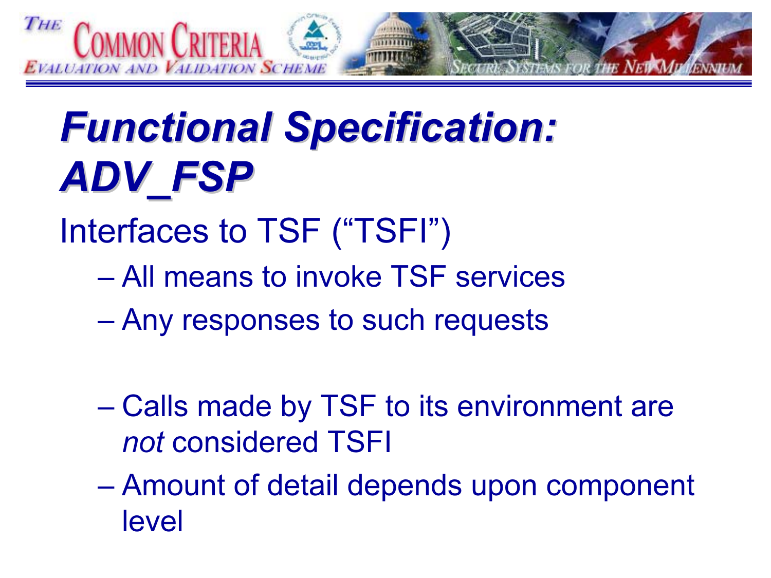# Functional Specification: ADV_FSP

Interfaces to TSF ("TSFI")

- All means to invoke TSF services
- Any responses to such requests

- Calls made by TSF to its environment are *not* considered TSFI
- Amount of detail depends upon component level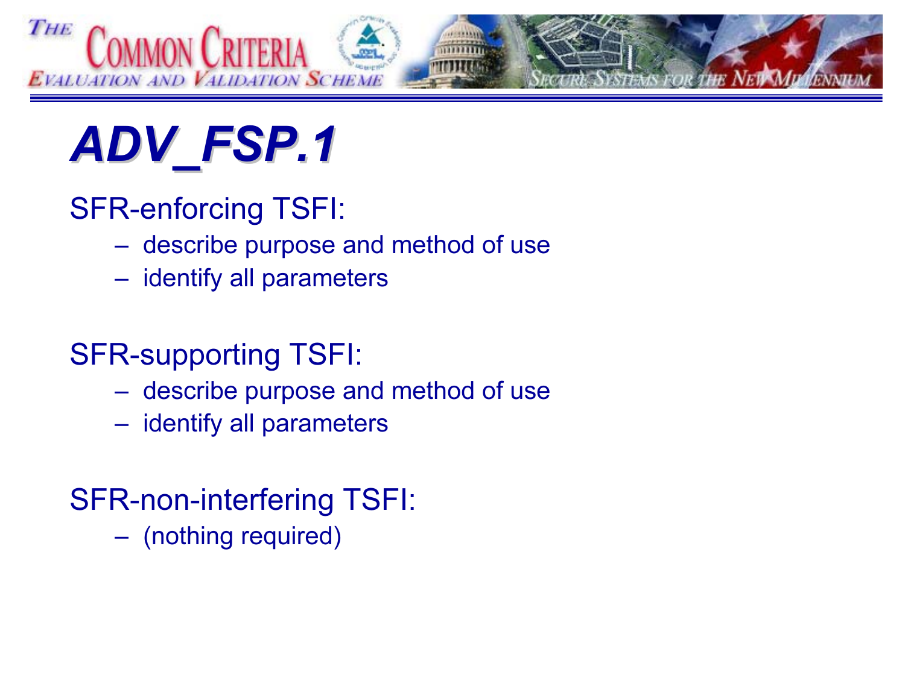# ADV_FSP.1

SFR-enforcing TSFI:

- describe purpose and method of use
- identify all parameters

SFR-supporting TSFI:

- describe purpose and method of use
- identify all parameters

SFR-non-interfering TSFI:

- (nothing required)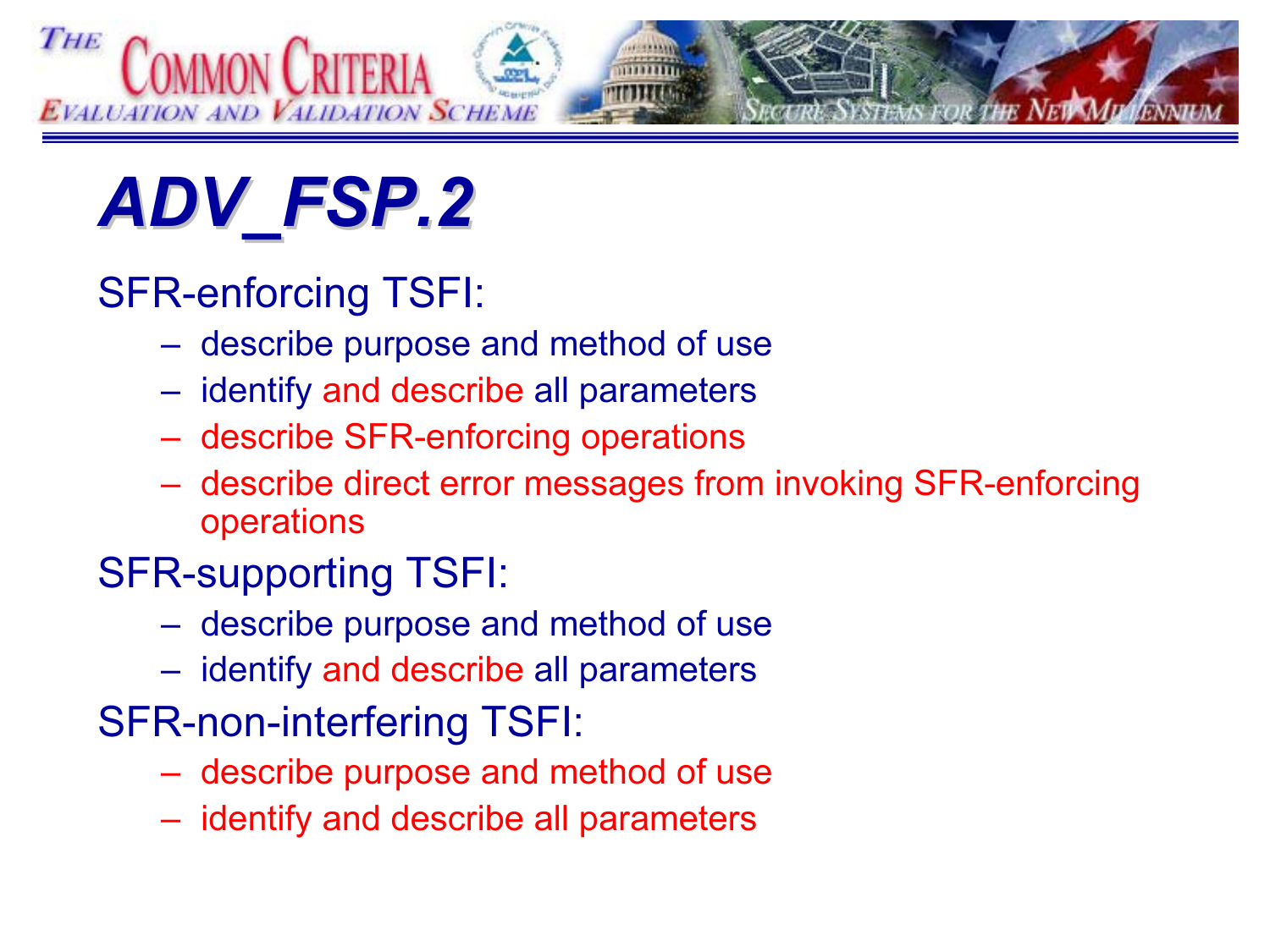# ADV_FSP.2

SFR-enforcing TSFI:

- describe purpose and method of use
- identify and describe all parameters
- describe SFR-enforcing operations
- describe direct error messages from invoking SFR-enforcing operations

SFR-supporting TSFI:

- describe purpose and method of use
- identify and describe all parameters

SFR-non-interfering TSFI:

- describe purpose and method of use
- identify and describe all parameters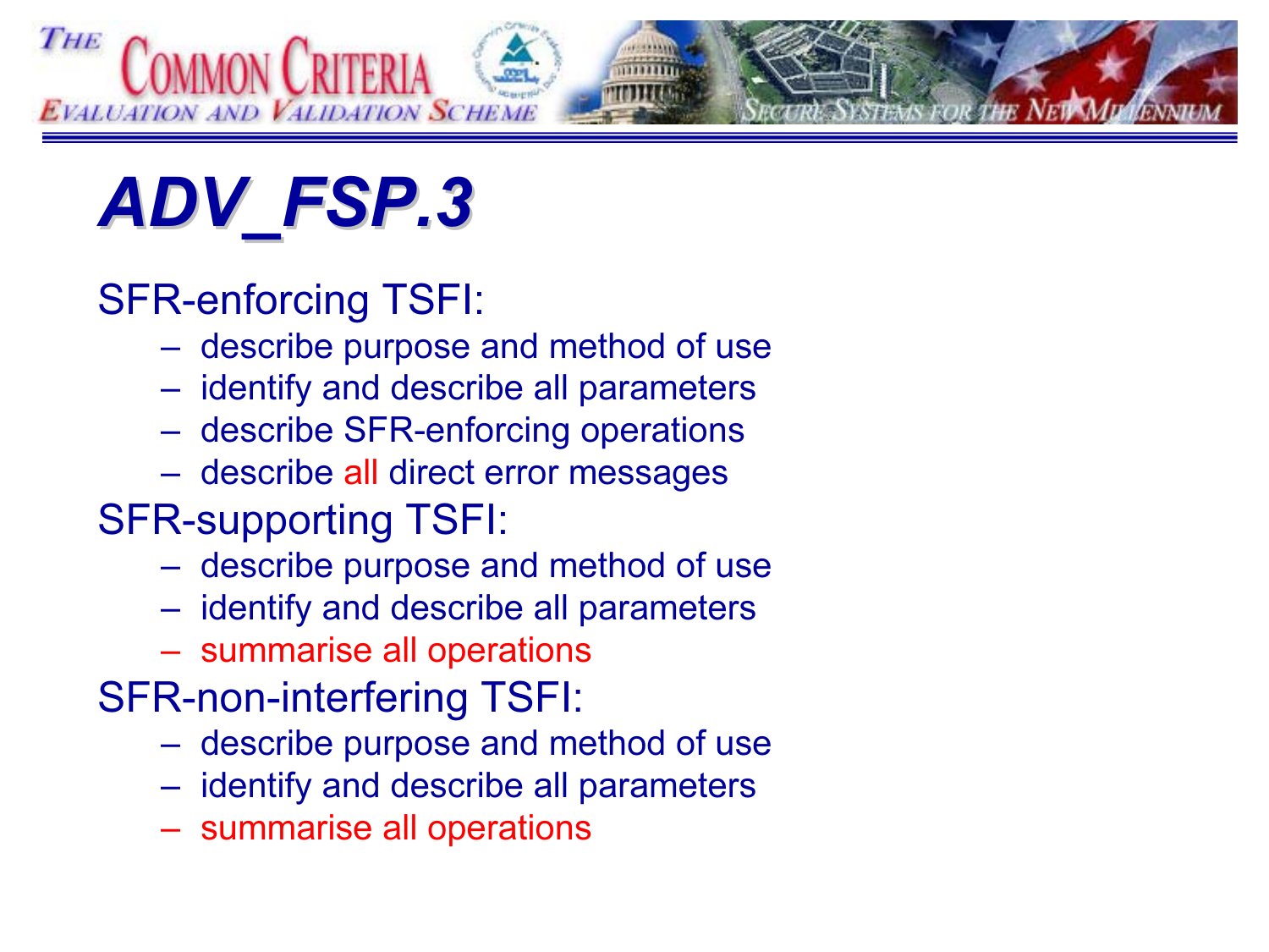# ADV_FSP.3

SFR-enforcing TSFI:

- describe purpose and method of use
- identify and describe all parameters
- describe SFR-enforcing operations
- describe all direct error messages

SFR-supporting TSFI:

- describe purpose and method of use
- identify and describe all parameters
- summarise all operations

SFR-non-interfering TSFI:

- describe purpose and method of use
- identify and describe all parameters
- summarise all operations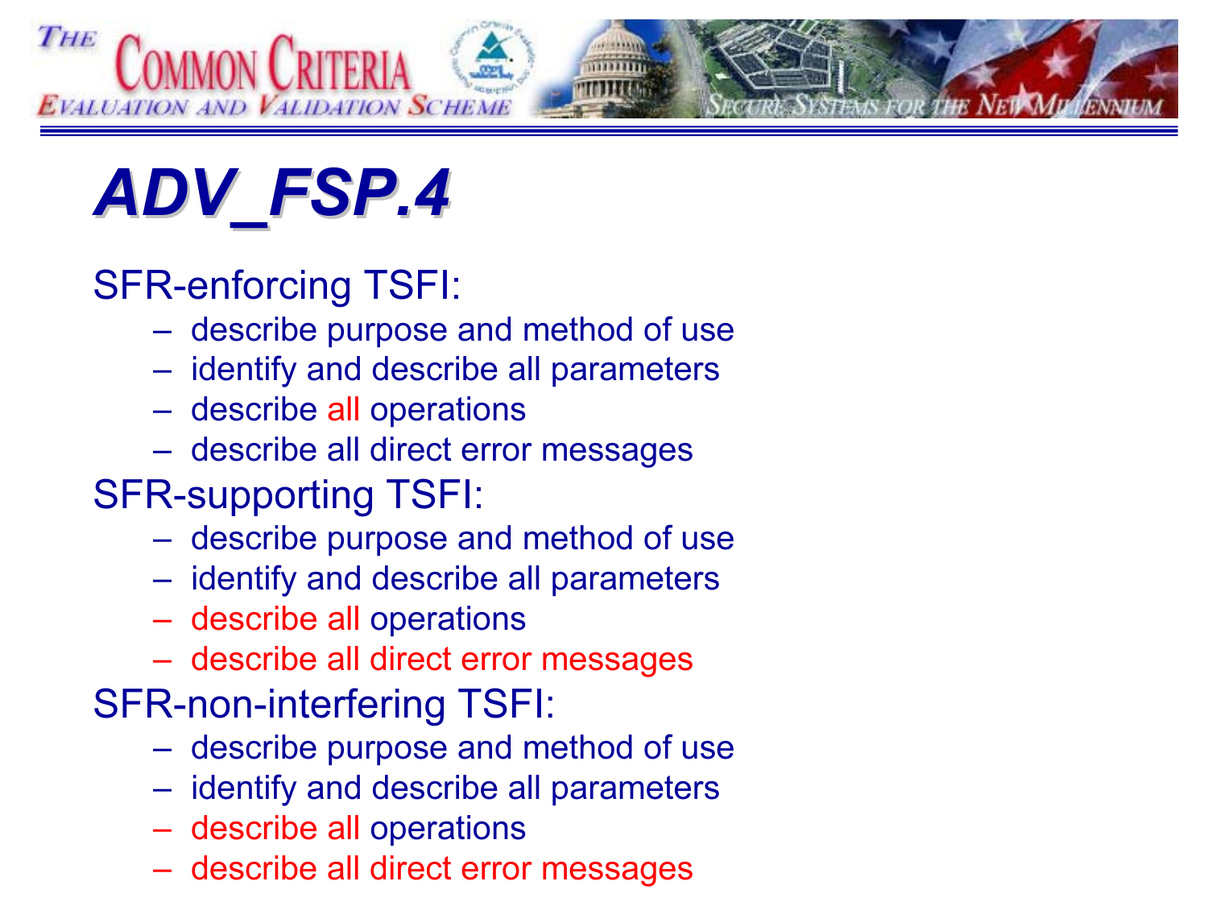# ADV_FSP.4

SFR-enforcing TSFI:

- describe purpose and method of use
- identify and describe all parameters
- describe all operations
- describe all direct error messages

SFR-supporting TSFI:

- describe purpose and method of use
- identify and describe all parameters
- describe all operations
- describe all direct error messages

SFR-non-interfering TSFI:

- describe purpose and method of use
- identify and describe all parameters
- describe all operations
- describe all direct error messages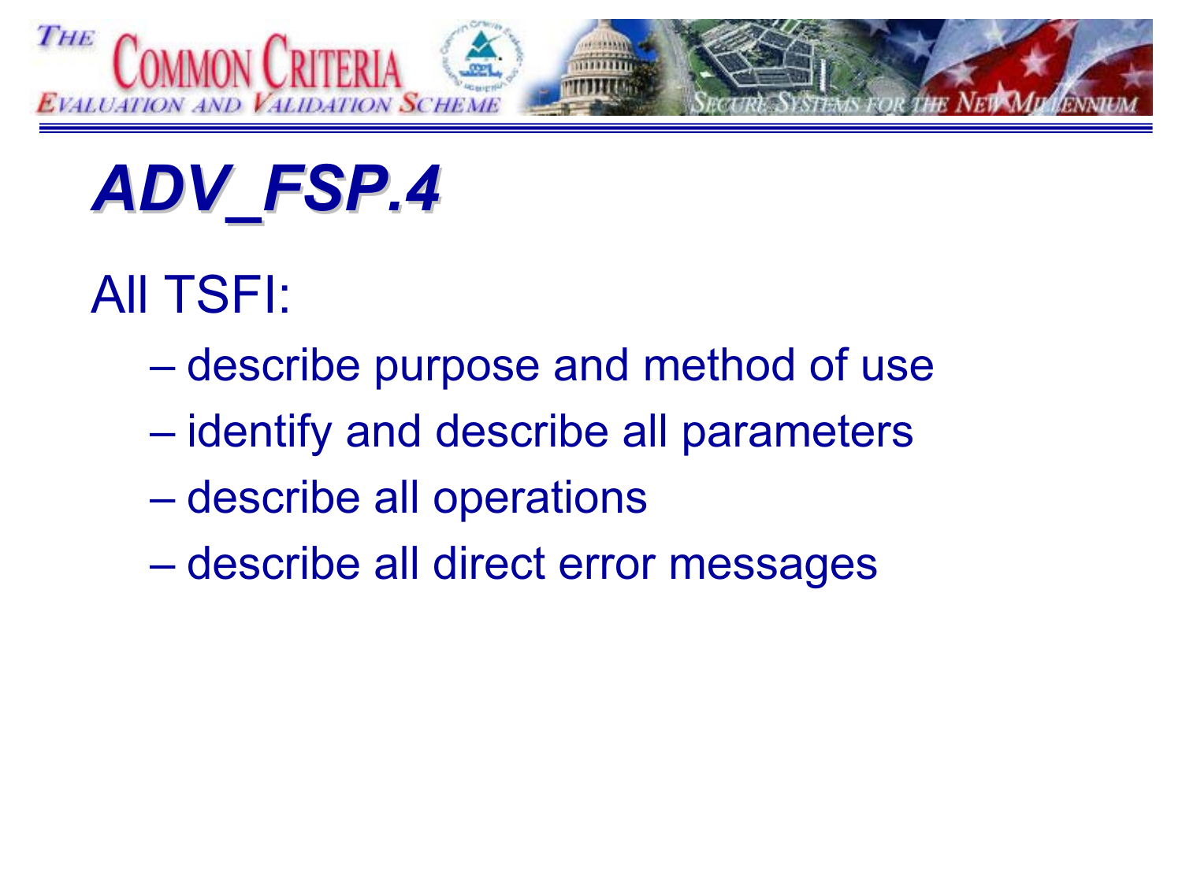# ADV_FSP.4

All TSFI:

- describe purpose and method of use
- identify and describe all parameters
- describe all operations
- describe all direct error messages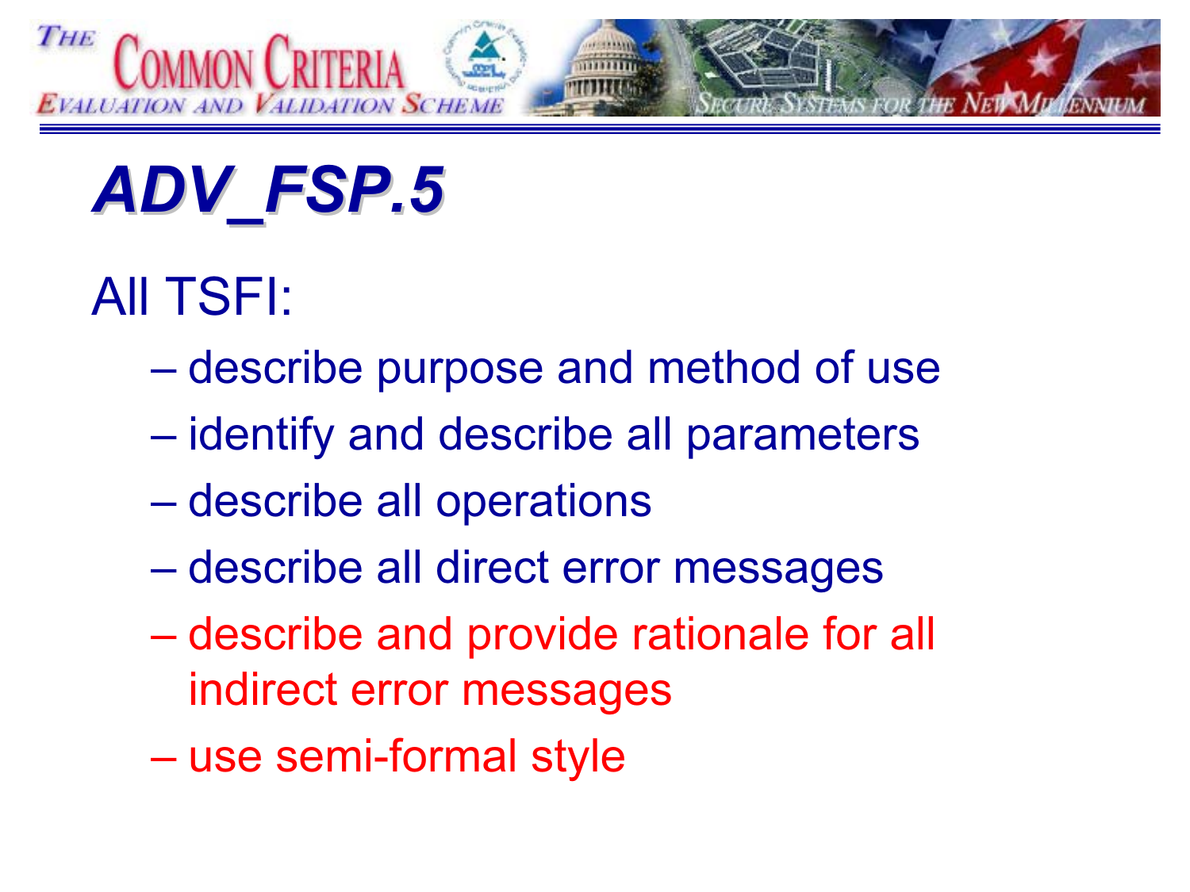# *ADV_FSP.5*

All TSFI:

- describe purpose and method of use
- identify and describe all parameters
- describe all operations
- describe all direct error messages
- describe and provide rationale for all indirect error messages
- use semi-formal style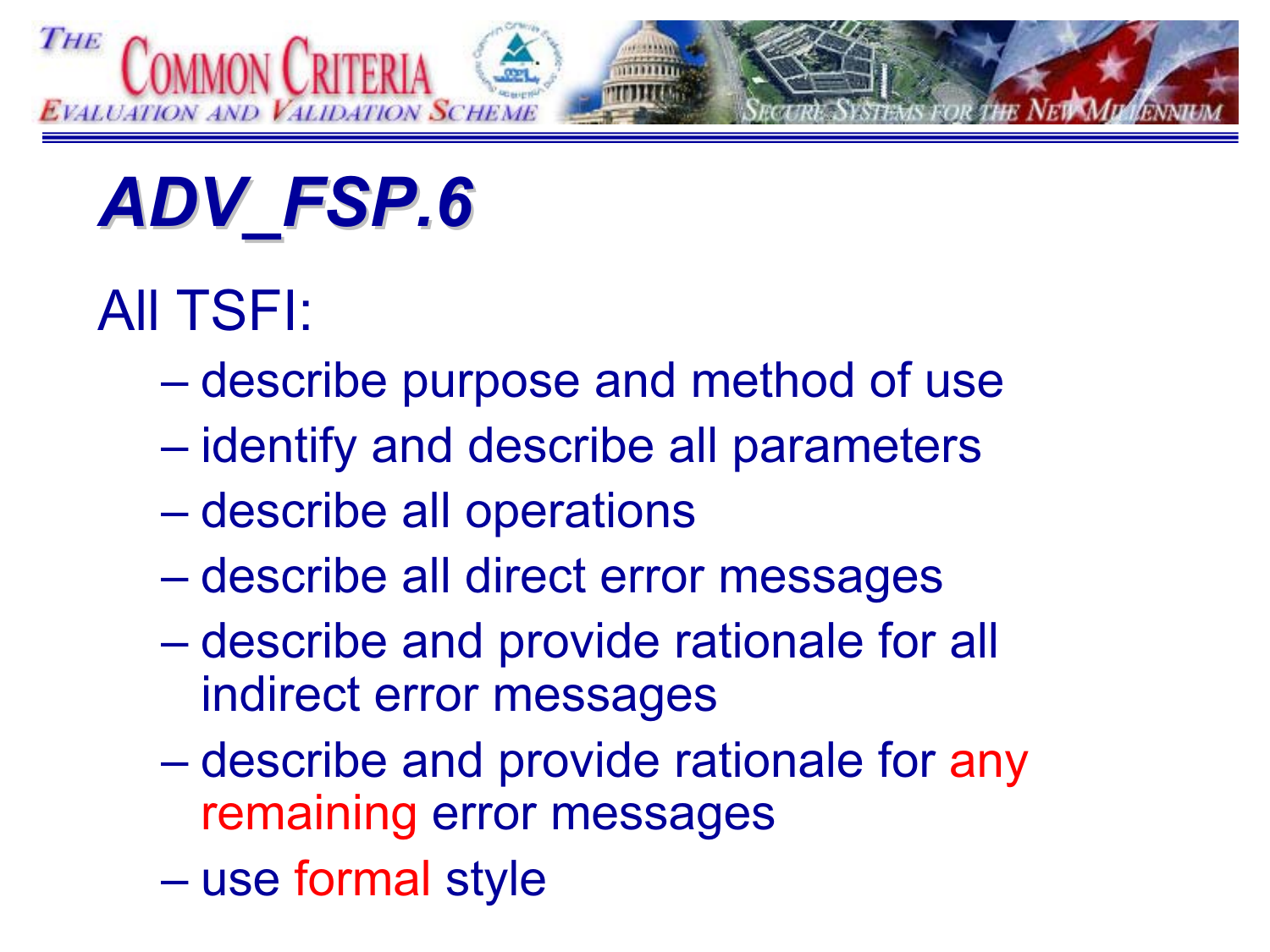# ADV_FSP.6

All TSFI:

- describe purpose and method of use
- identify and describe all parameters
- describe all operations
- describe all direct error messages
- describe and provide rationale for all indirect error messages
- describe and provide rationale for any remaining error messages
- use formal style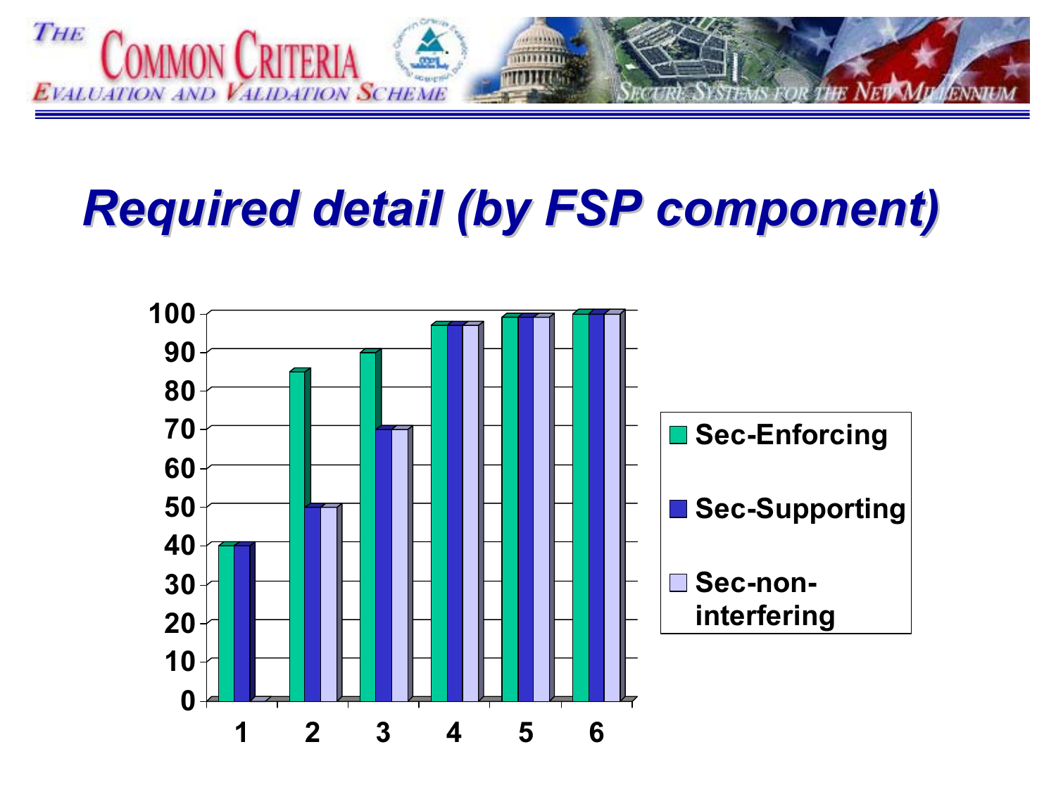# Required detail (by FSP component)

| | Sec-Enforcing | Sec-Supporting | Sec-non-interfering |
|---|---|---|---|
| 1 | 40 | 40 | 0 |
| 2 | 85 | 50 | 50 |
| 3 | 90 | 70 | 70 |
| 4 | 97 | 97 | 97 |
| 5 | 99 | 99 | 99 |
| 6 | 100 | 100 | 100 |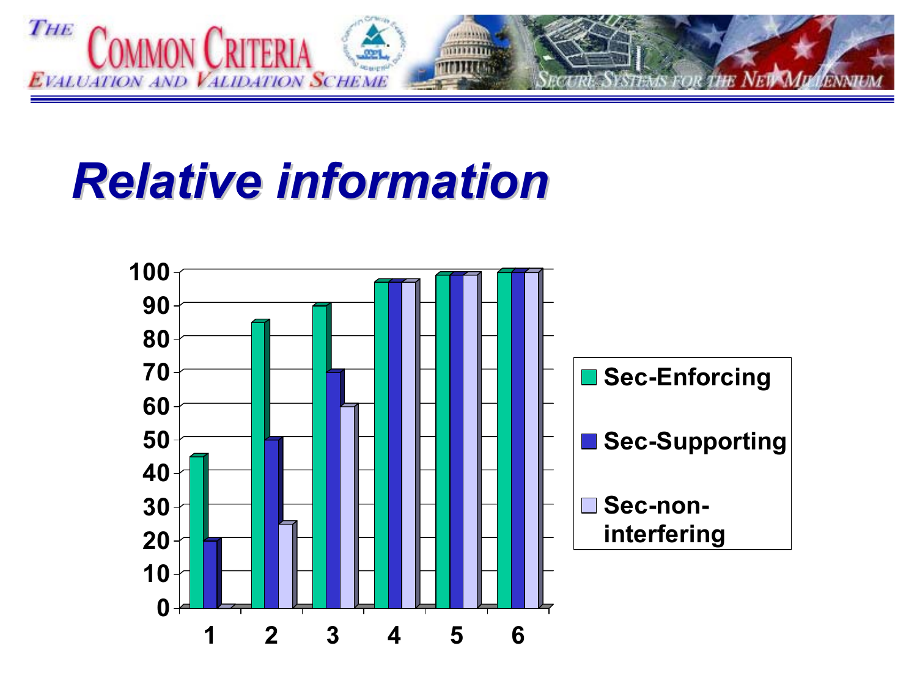# Relative information

| | Sec-Enforcing | Sec-Supporting | Sec-non-interfering |
|---|---|---|---|
| 1 | 45 | 20 | 0 |
| 2 | 85 | 50 | 25 |
| 3 | 90 | 70 | 60 |
| 4 | 97 | 97 | 97 |
| 5 | 99 | 99 | 99 |
| 6 | 100 | 100 | 100 |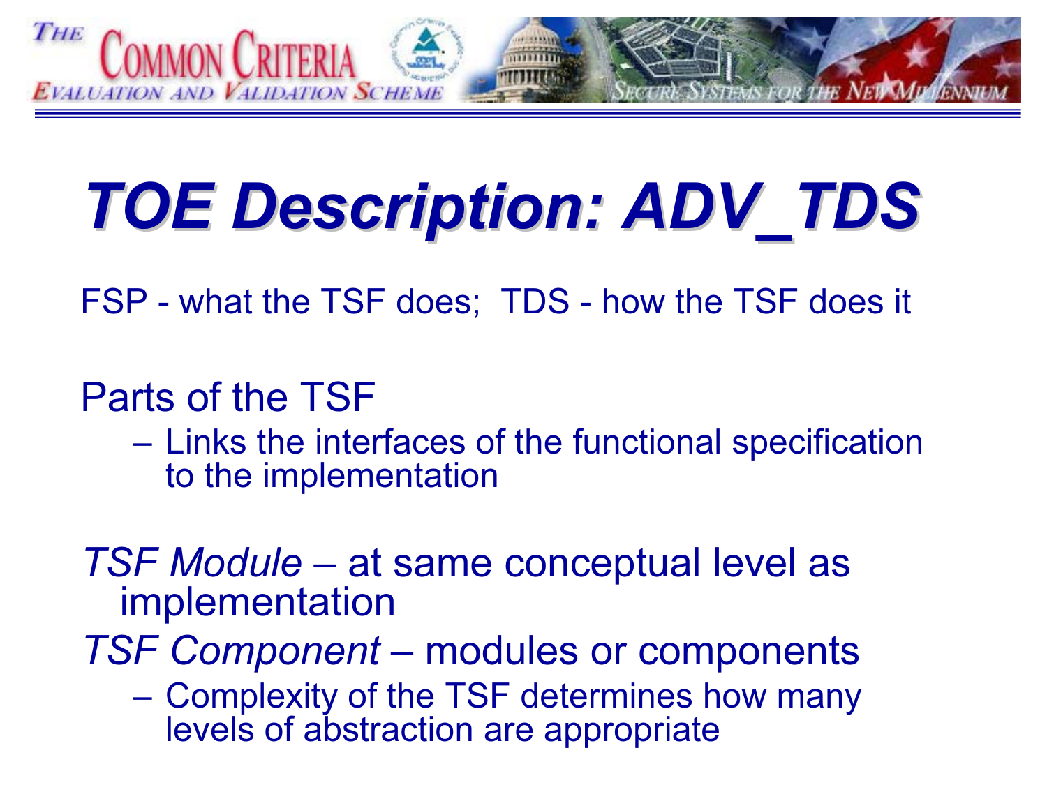# *TOE Description: ADV_TDS*

FSP - what the TSF does;  TDS - how the TSF does it

Parts of the TSF

- Links the interfaces of the functional specification to the implementation

*TSF Module* – at same conceptual level as implementation

*TSF Component* – modules or components

- Complexity of the TSF determines how many levels of abstraction are appropriate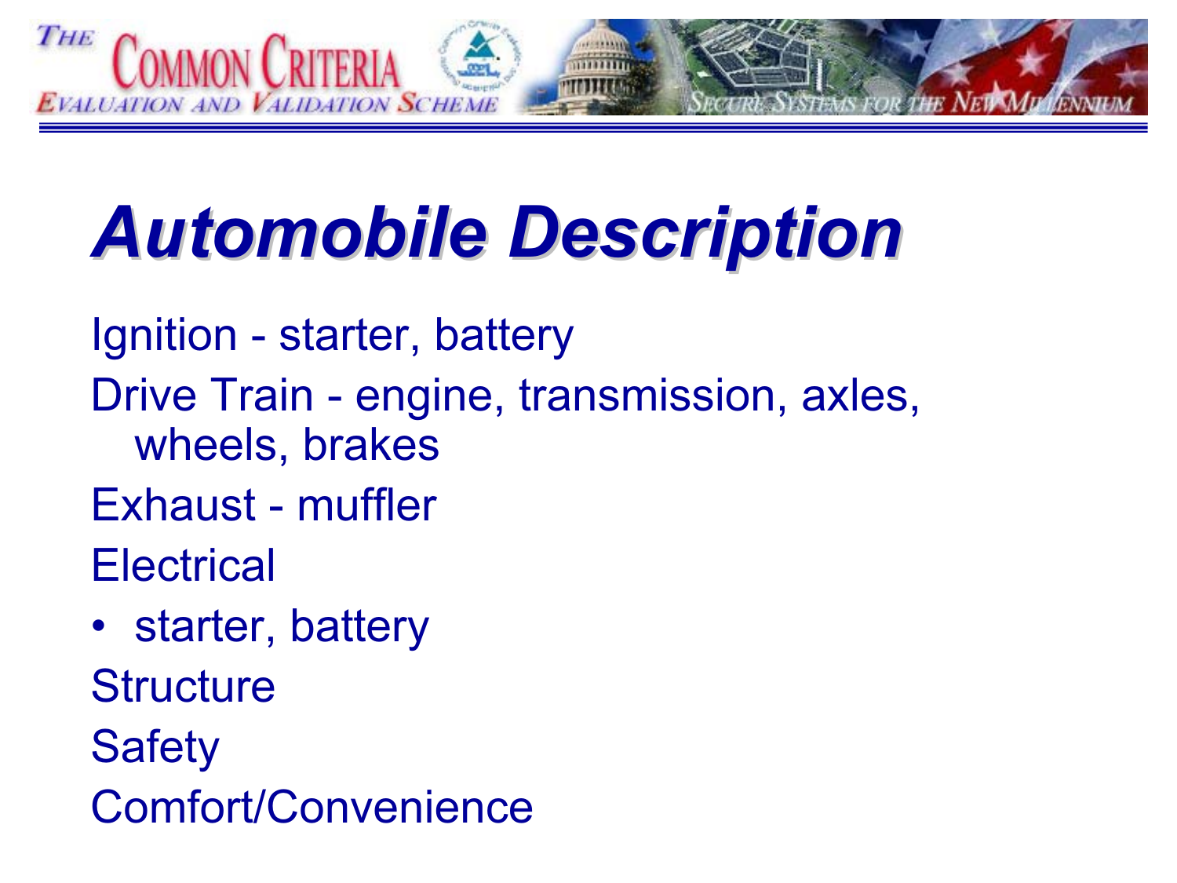# Automobile Description

Ignition - starter, battery

Drive Train - engine, transmission, axles, wheels, brakes

Exhaust - muffler

Electrical

- starter, battery

Structure

Safety

Comfort/Convenience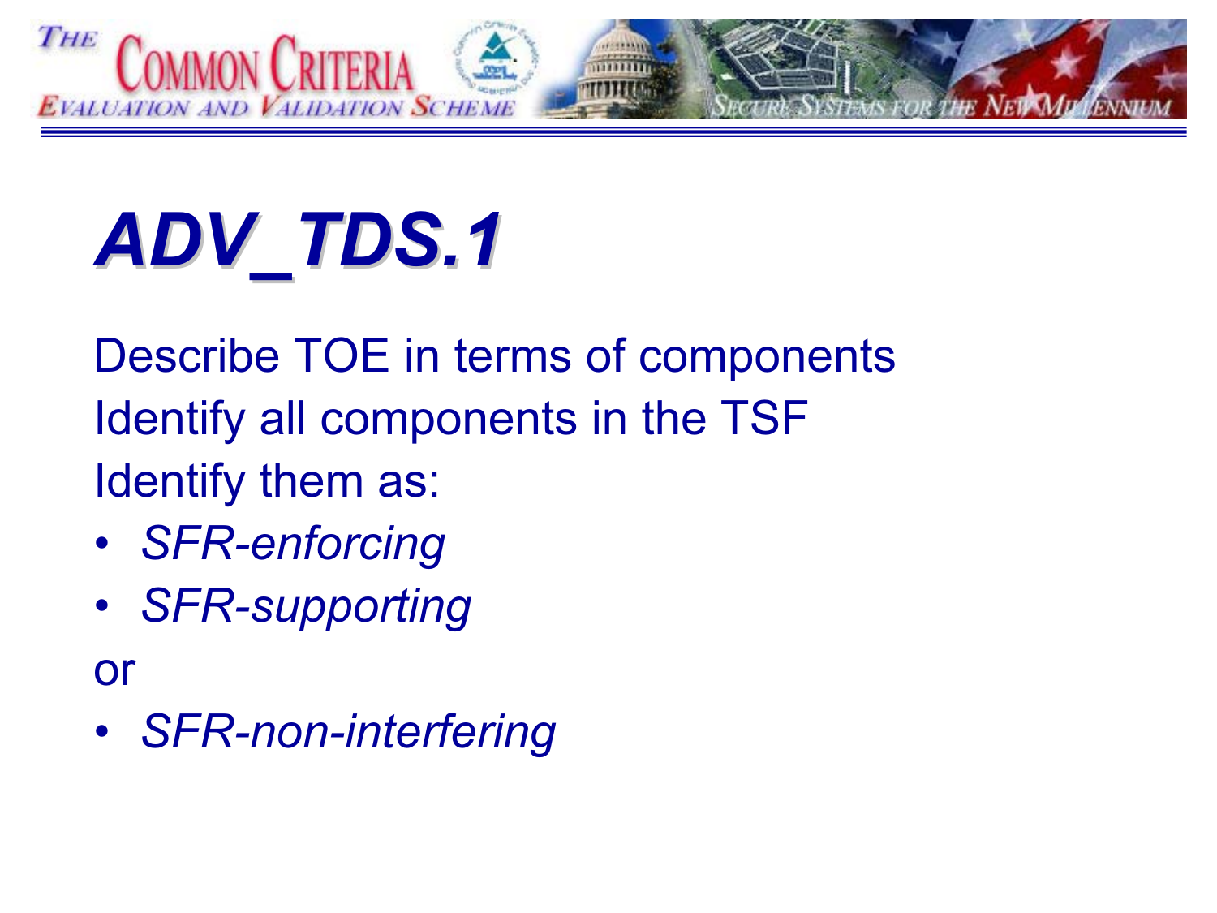# *ADV_TDS.1*

Describe TOE in terms of components

Identify all components in the TSF

Identify them as:

- *SFR-enforcing*
- *SFR-supporting*

or

- *SFR-non-interfering*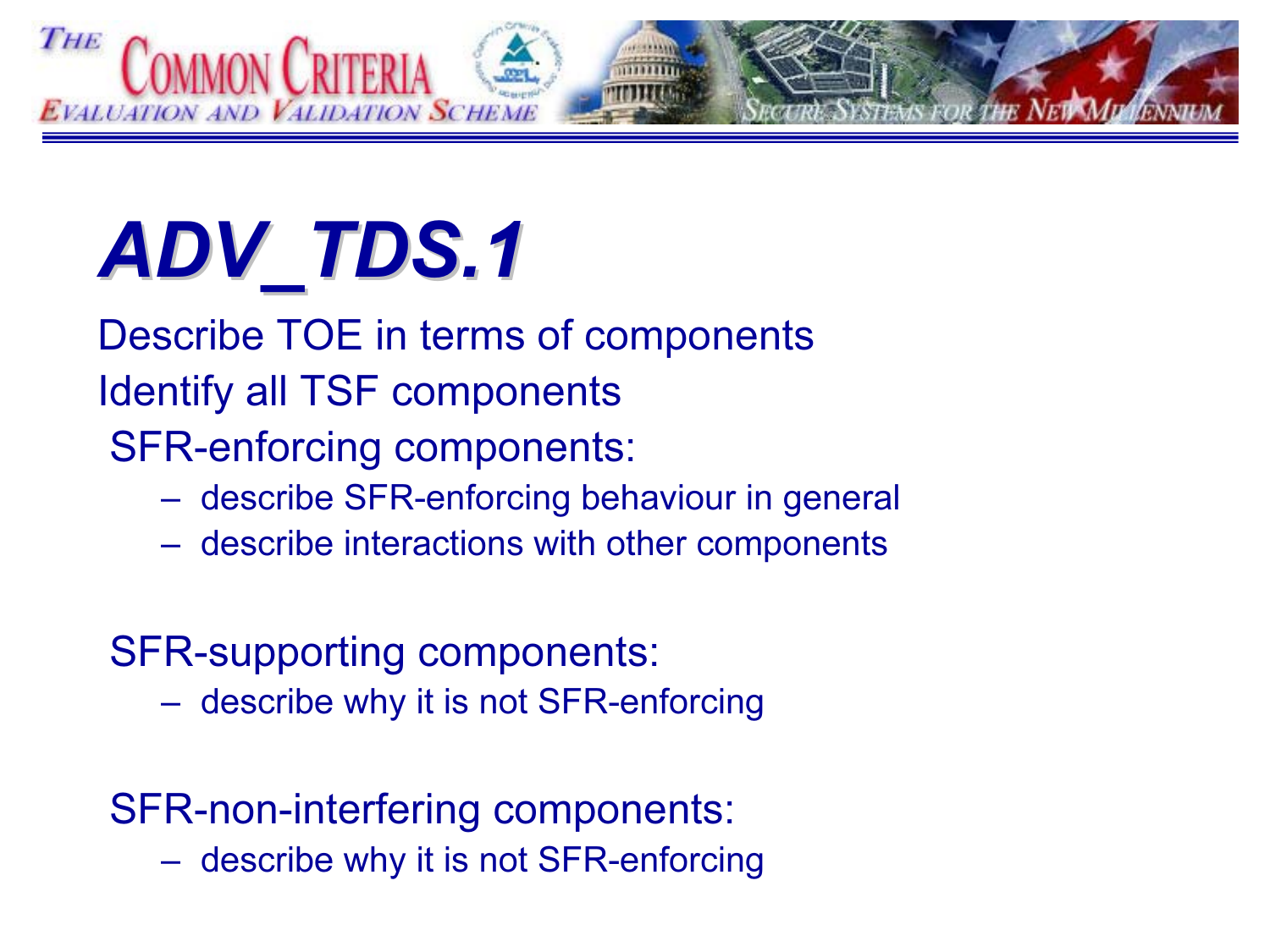# ADV_TDS.1

Describe TOE in terms of components

Identify all TSF components

SFR-enforcing components:

- describe SFR-enforcing behaviour in general
- describe interactions with other components

SFR-supporting components:

- describe why it is not SFR-enforcing

SFR-non-interfering components:

- describe why it is not SFR-enforcing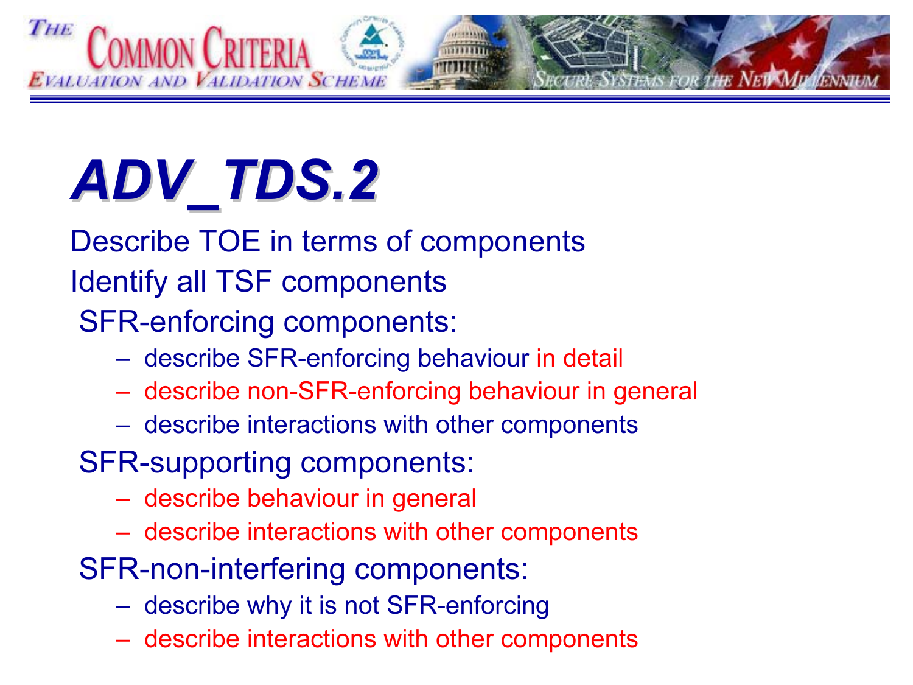# *ADV_TDS.2*

Describe TOE in terms of components

Identify all TSF components

SFR-enforcing components:

- describe SFR-enforcing behaviour in detail
- describe non-SFR-enforcing behaviour in general
- describe interactions with other components

SFR-supporting components:

- describe behaviour in general
- describe interactions with other components

SFR-non-interfering components:

- describe why it is not SFR-enforcing
- describe interactions with other components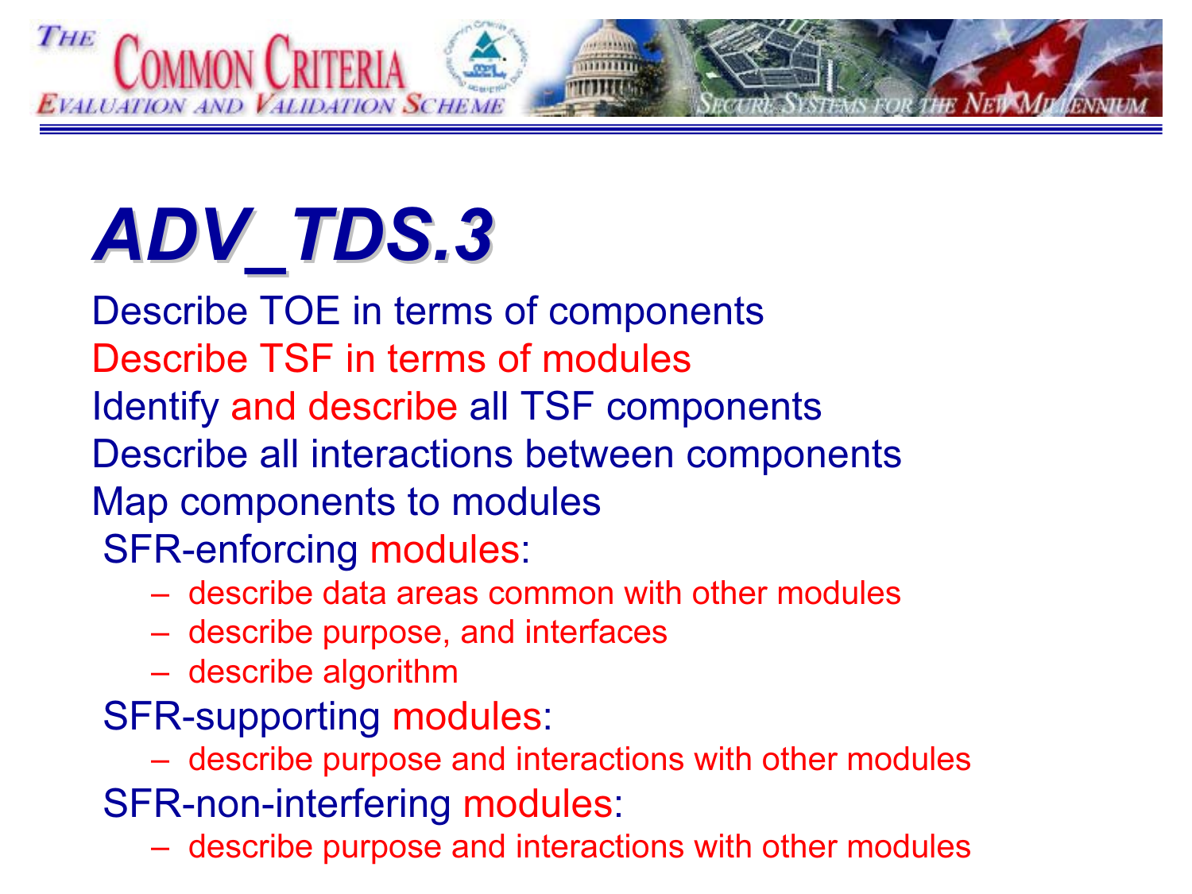# ADV_TDS.3

Describe TOE in terms of components

Describe TSF in terms of modules

Identify and describe all TSF components

Describe all interactions between components

Map components to modules

SFR-enforcing modules:

- describe data areas common with other modules
- describe purpose, and interfaces
- describe algorithm

SFR-supporting modules:

- describe purpose and interactions with other modules

SFR-non-interfering modules:

- describe purpose and interactions with other modules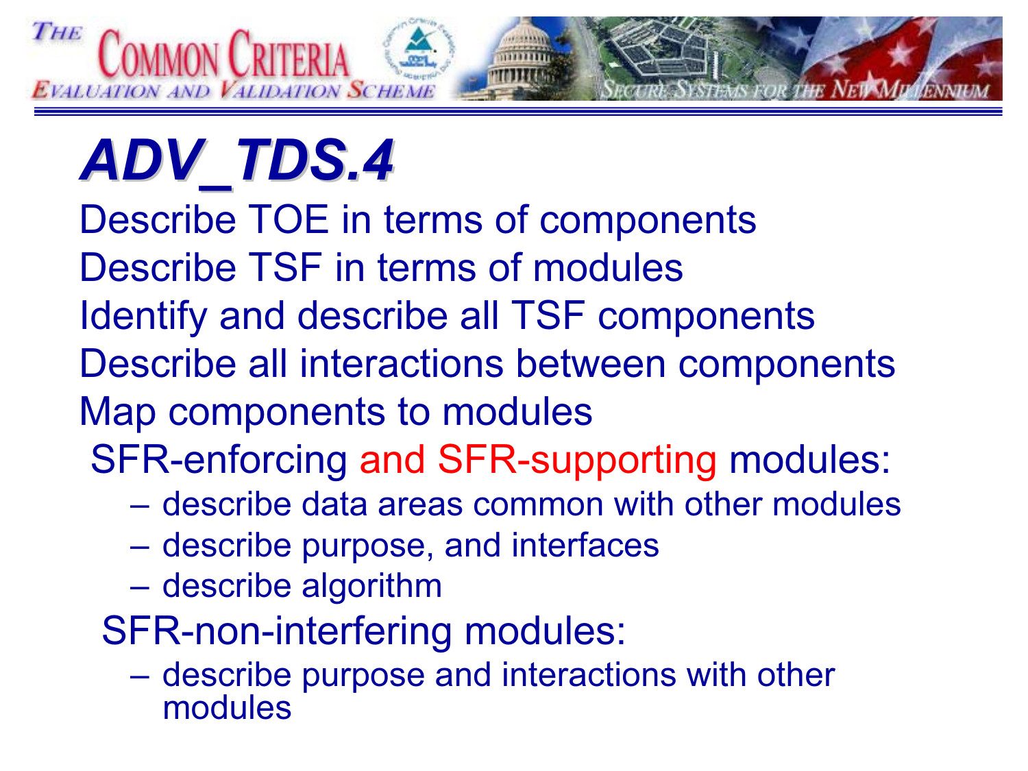# ADV_TDS.4

Describe TOE in terms of components

Describe TSF in terms of modules

Identify and describe all TSF components

Describe all interactions between components

Map components to modules

SFR-enforcing and SFR-supporting modules:

- describe data areas common with other modules
- describe purpose, and interfaces
- describe algorithm

SFR-non-interfering modules:

- describe purpose and interactions with other modules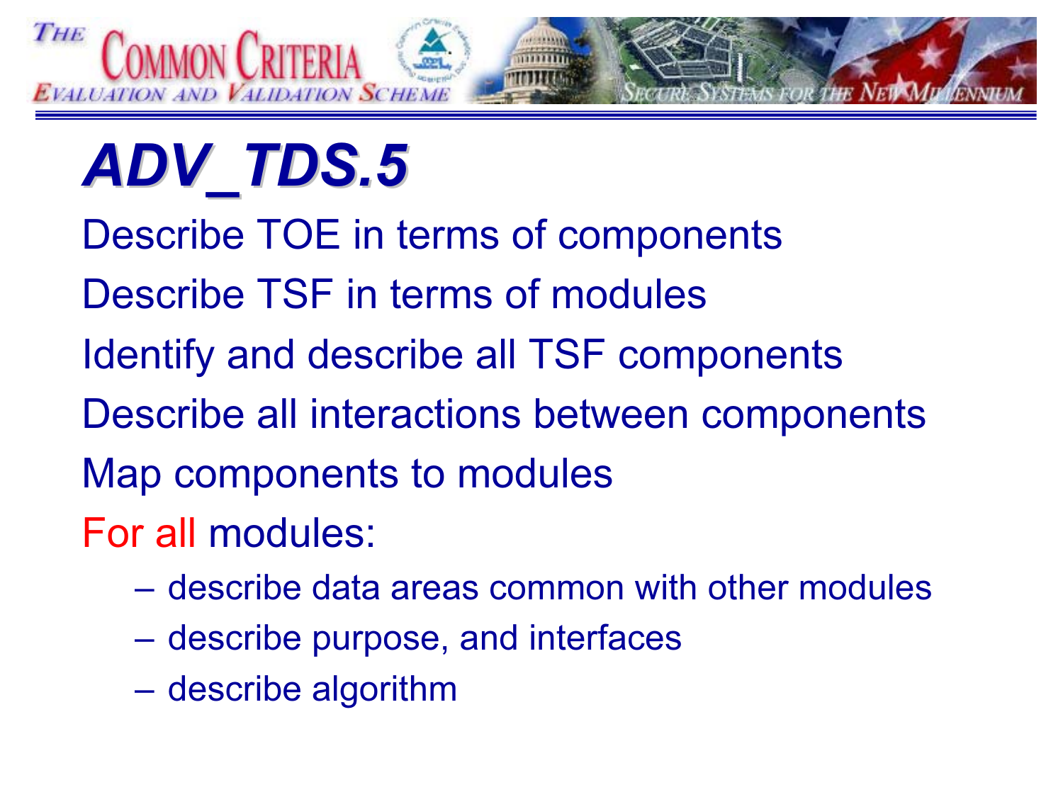# *ADV_TDS.5*

- Describe TOE in terms of components
- Describe TSF in terms of modules
- Identify and describe all TSF components
- Describe all interactions between components
- Map components to modules
- For all modules:
  - describe data areas common with other modules
  - describe purpose, and interfaces
  - describe algorithm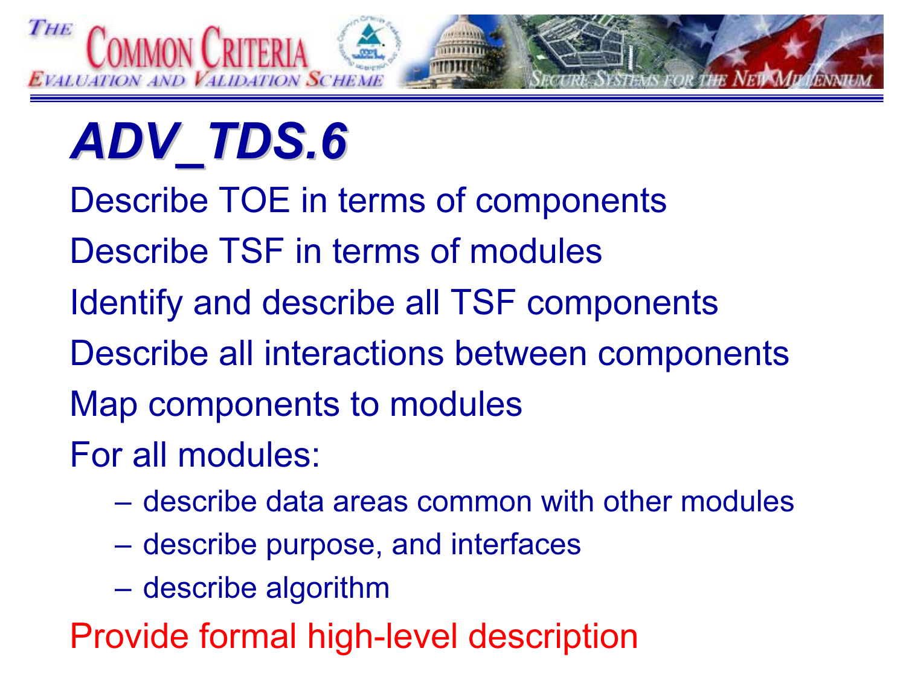# *ADV_TDS.6*

Describe TOE in terms of components

Describe TSF in terms of modules

Identify and describe all TSF components

Describe all interactions between components

Map components to modules

For all modules:

- describe data areas common with other modules
- describe purpose, and interfaces
- describe algorithm

Provide formal high-level description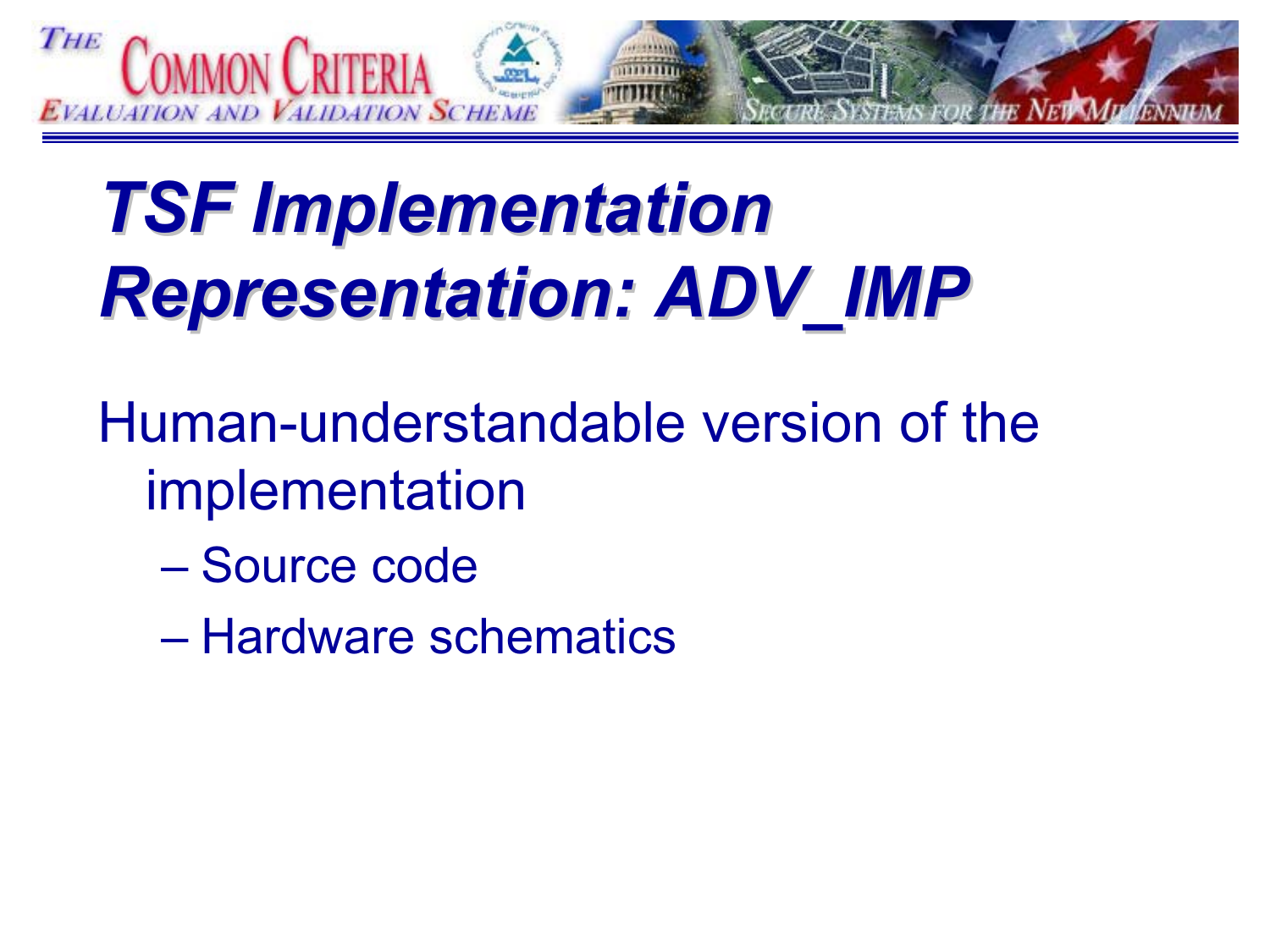# TSF Implementation Representation: ADV_IMP

Human-understandable version of the implementation

- Source code
- Hardware schematics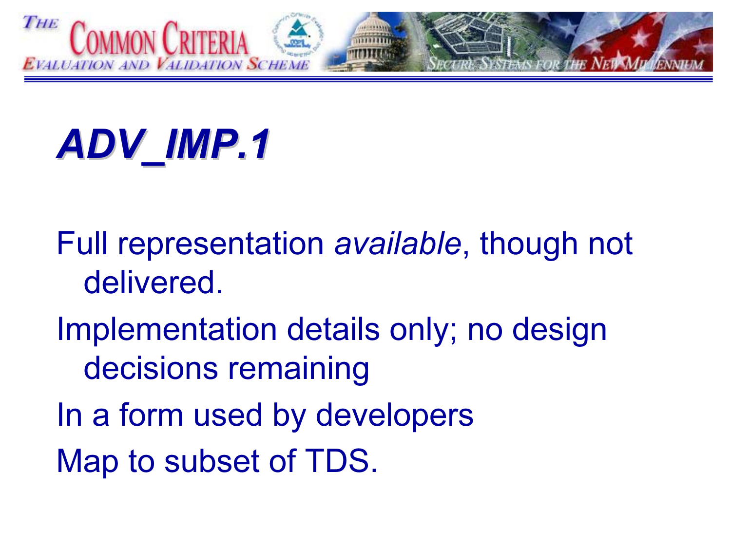# *ADV_IMP.1*

Full representation *available*, though not delivered.

Implementation details only; no design decisions remaining

In a form used by developers

Map to subset of TDS.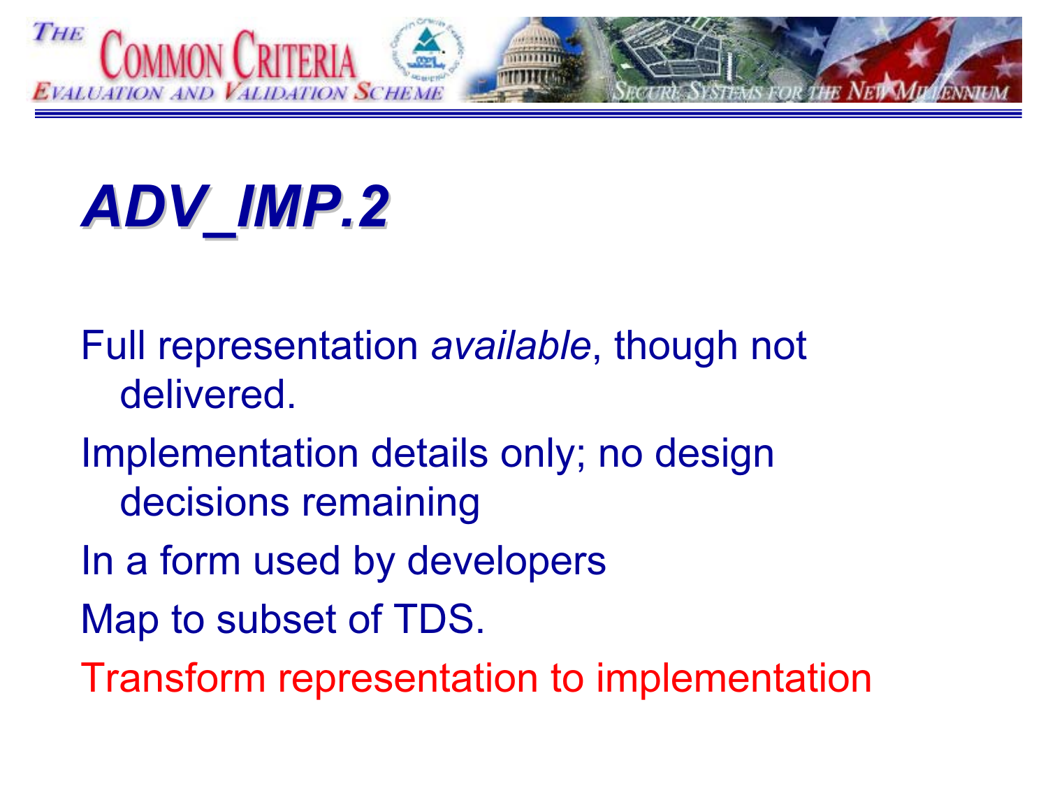# *ADV_IMP.2*

Full representation *available*, though not delivered.

Implementation details only; no design decisions remaining

In a form used by developers

Map to subset of TDS.

Transform representation to implementation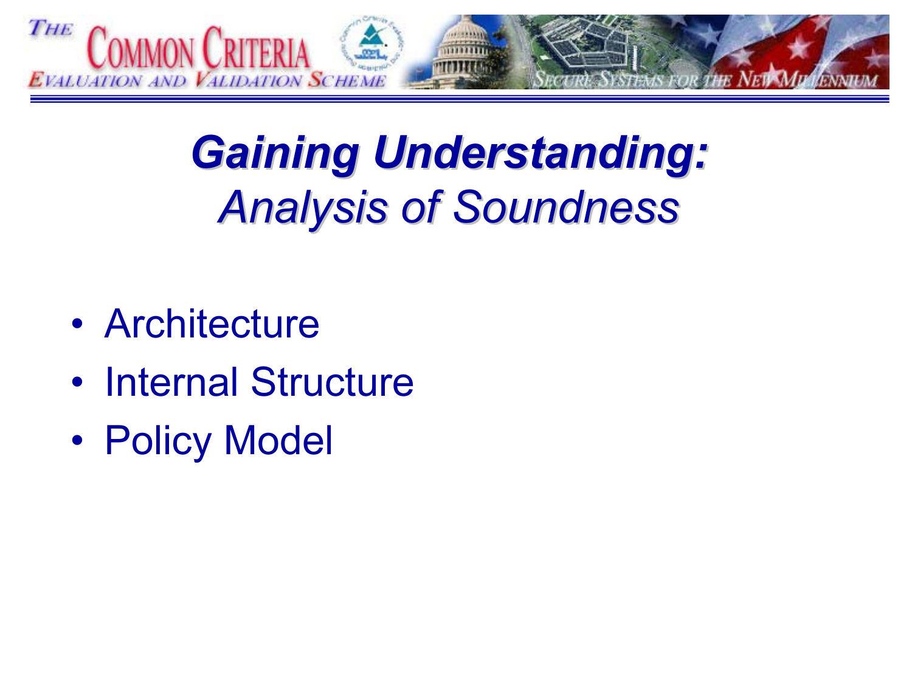# *Gaining Understanding:*

## *Analysis of Soundness*

- Architecture
- Internal Structure
- Policy Model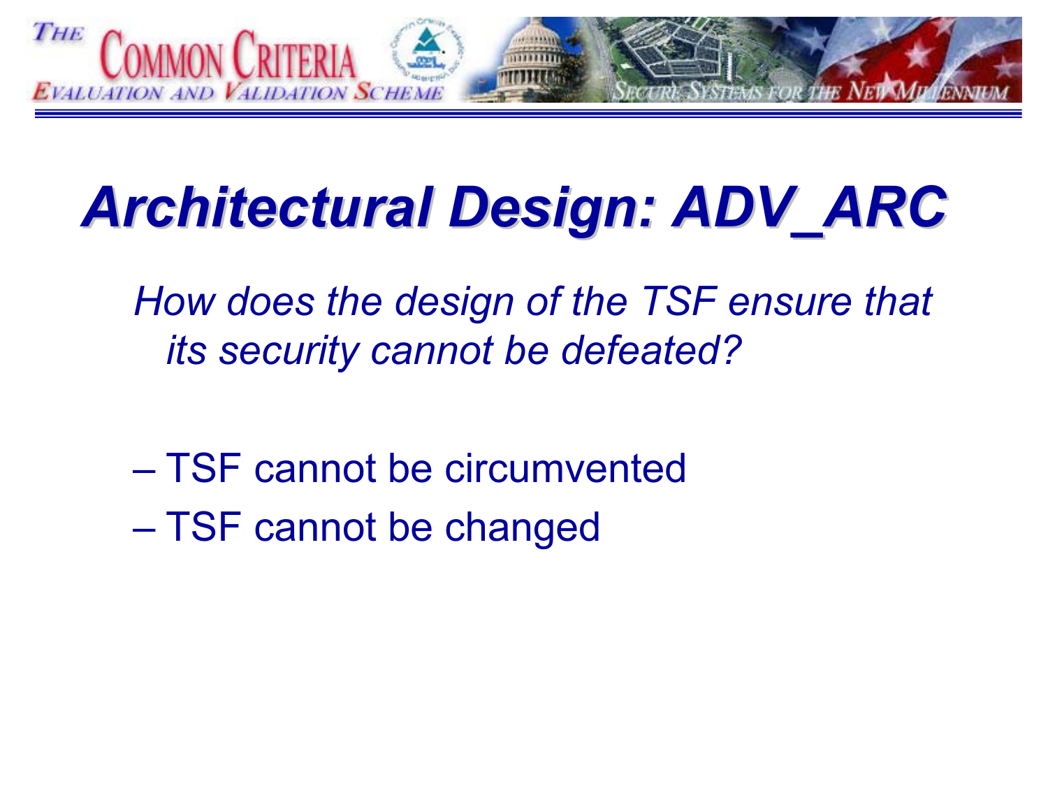# Architectural Design: ADV_ARC

*How does the design of the TSF ensure that its security cannot be defeated?*

- TSF cannot be circumvented
- TSF cannot be changed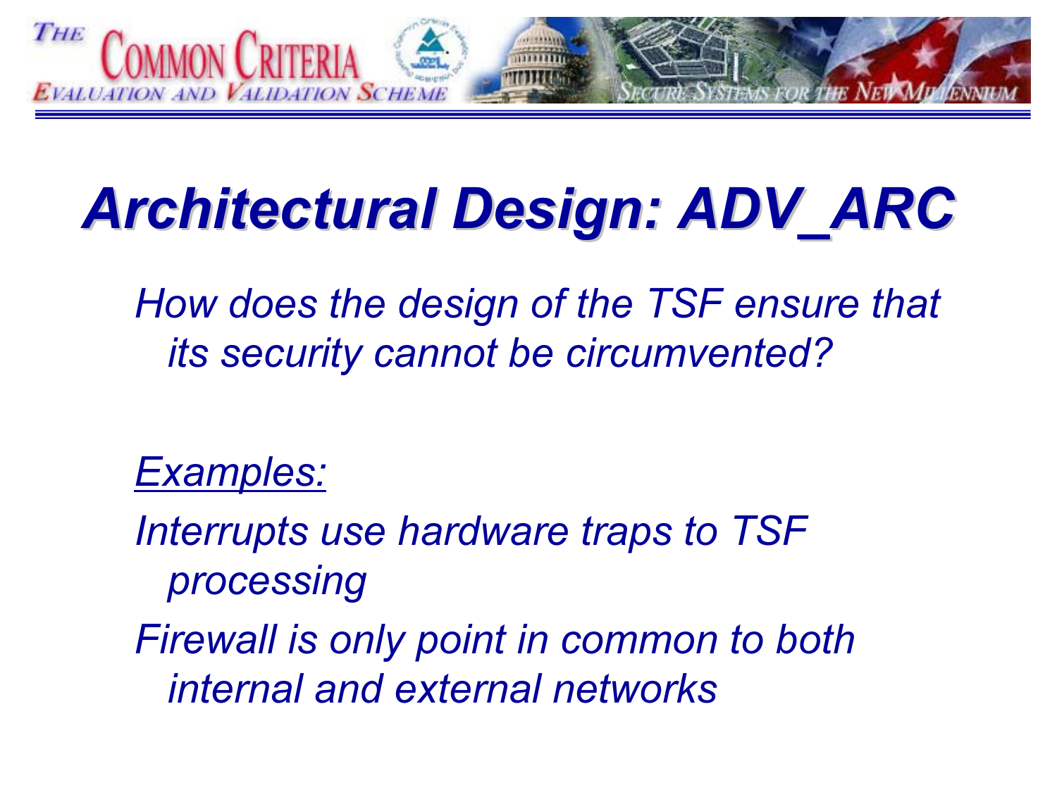# Architectural Design: ADV_ARC

*How does the design of the TSF ensure that its security cannot be circumvented?*

*Examples:*

*Interrupts use hardware traps to TSF processing*

*Firewall is only point in common to both internal and external networks*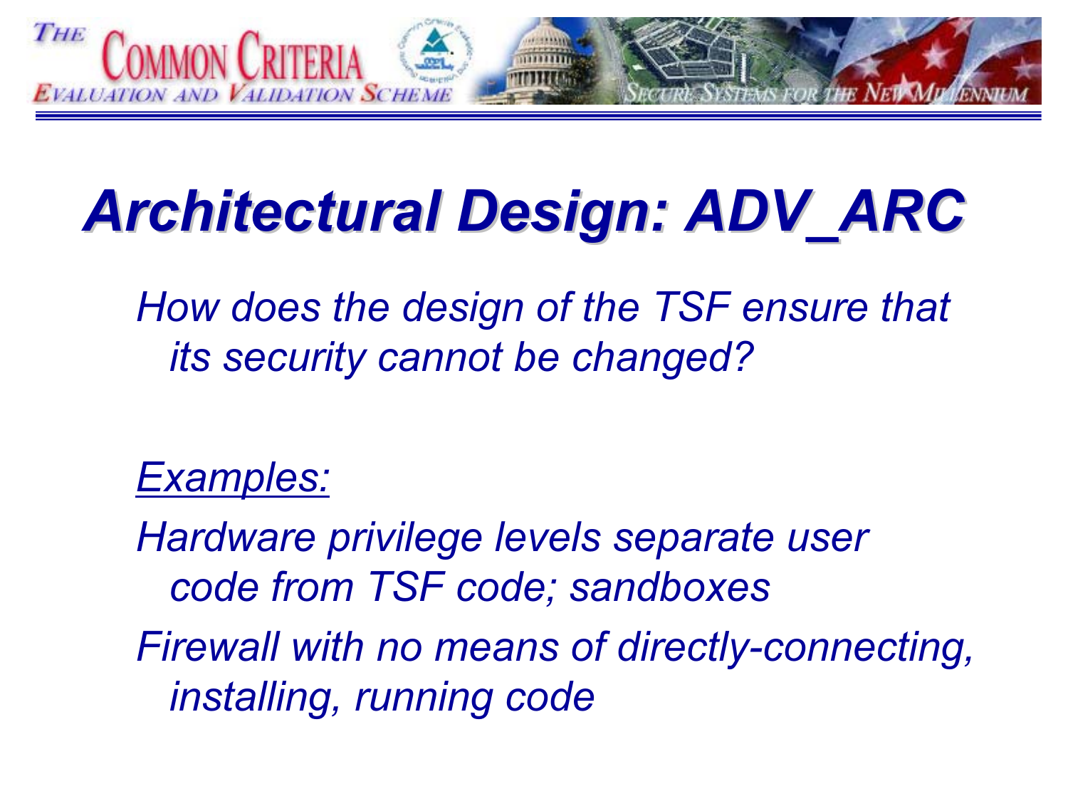# Architectural Design: ADV_ARC

*How does the design of the TSF ensure that its security cannot be changed?*

*<u>Examples:</u>*

*Hardware privilege levels separate user code from TSF code; sandboxes*

*Firewall with no means of directly-connecting, installing, running code*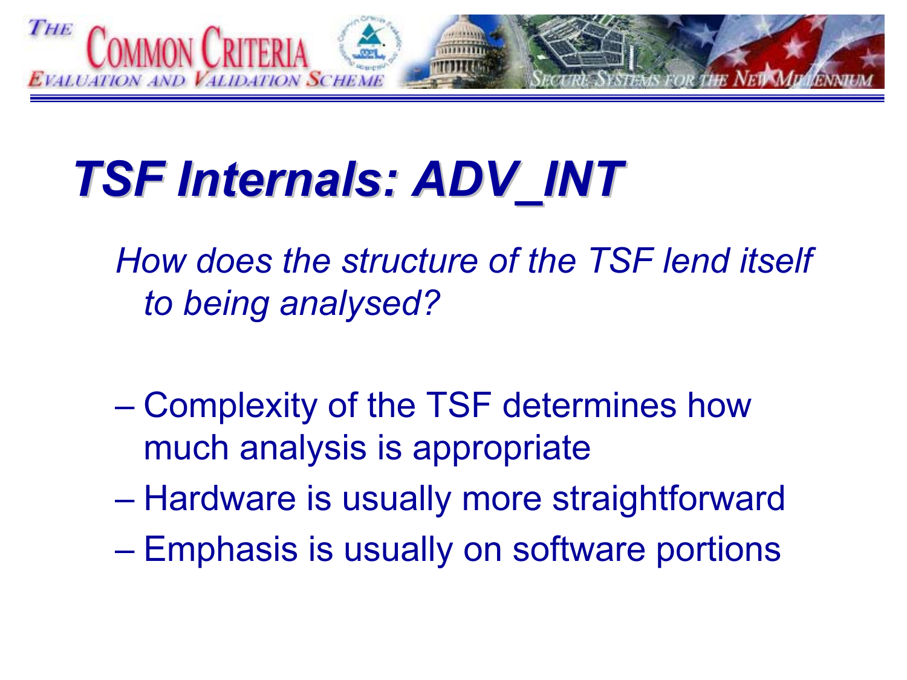# TSF Internals: ADV_INT

*How does the structure of the TSF lend itself to being analysed?*

- Complexity of the TSF determines how much analysis is appropriate
- Hardware is usually more straightforward
- Emphasis is usually on software portions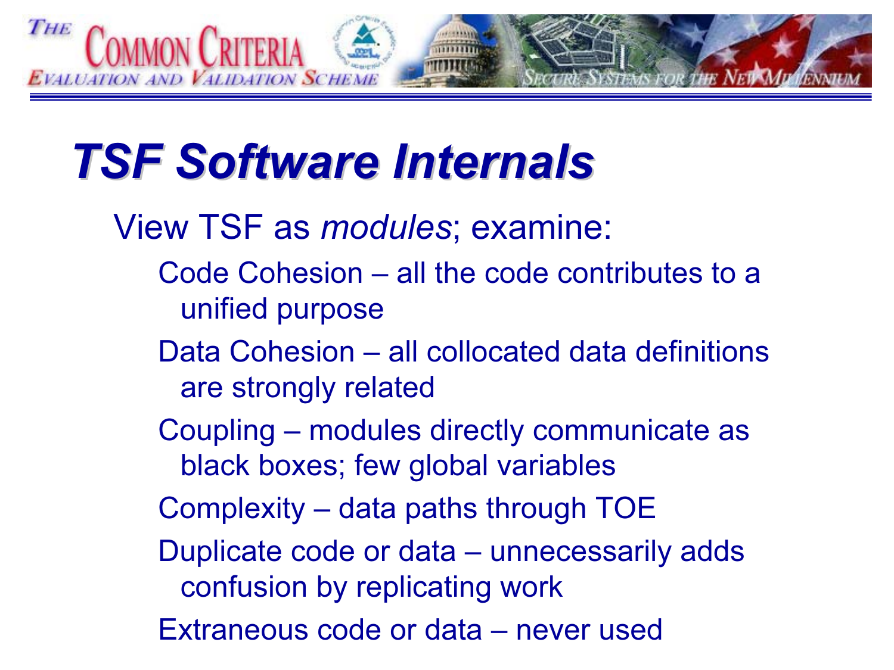# *TSF Software Internals*

View TSF as *modules*; examine:

- Code Cohesion – all the code contributes to a unified purpose
- Data Cohesion – all collocated data definitions are strongly related
- Coupling – modules directly communicate as black boxes; few global variables
- Complexity – data paths through TOE
- Duplicate code or data – unnecessarily adds confusion by replicating work
- Extraneous code or data – never used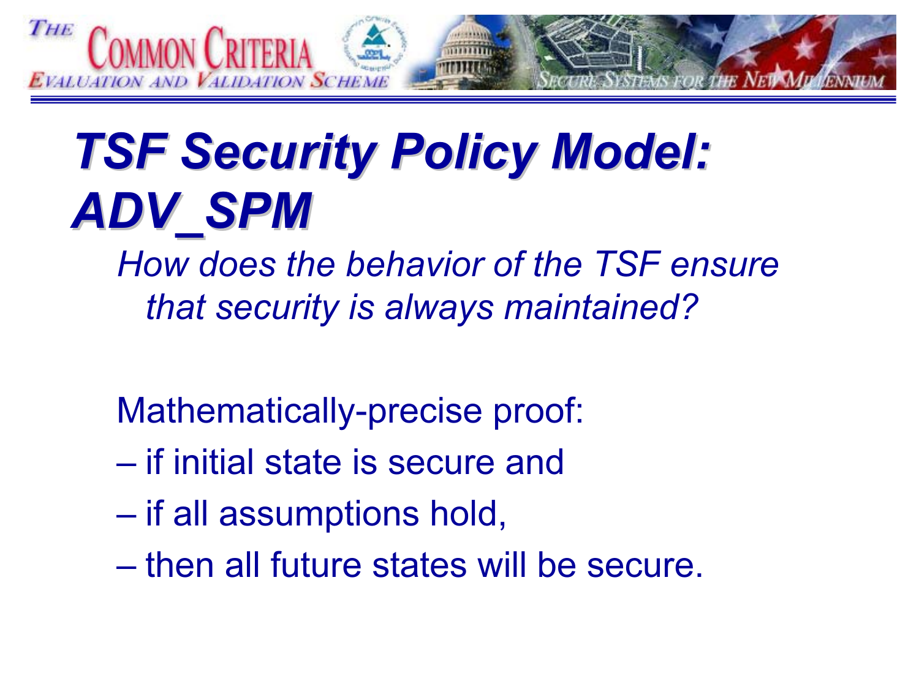# *TSF Security Policy Model: ADV_SPM*

*How does the behavior of the TSF ensure that security is always maintained?*

Mathematically-precise proof:

- if initial state is secure and
- if all assumptions hold,
- then all future states will be secure.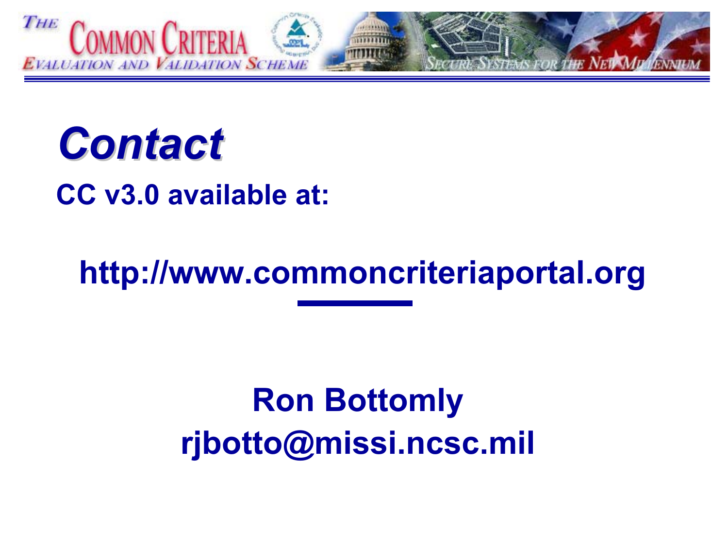# Contact

**CC v3.0 available at:**

**http://www.commoncriteriaportal.org**

**Ron Bottomly**
**rjbotto@missi.ncsc.mil**